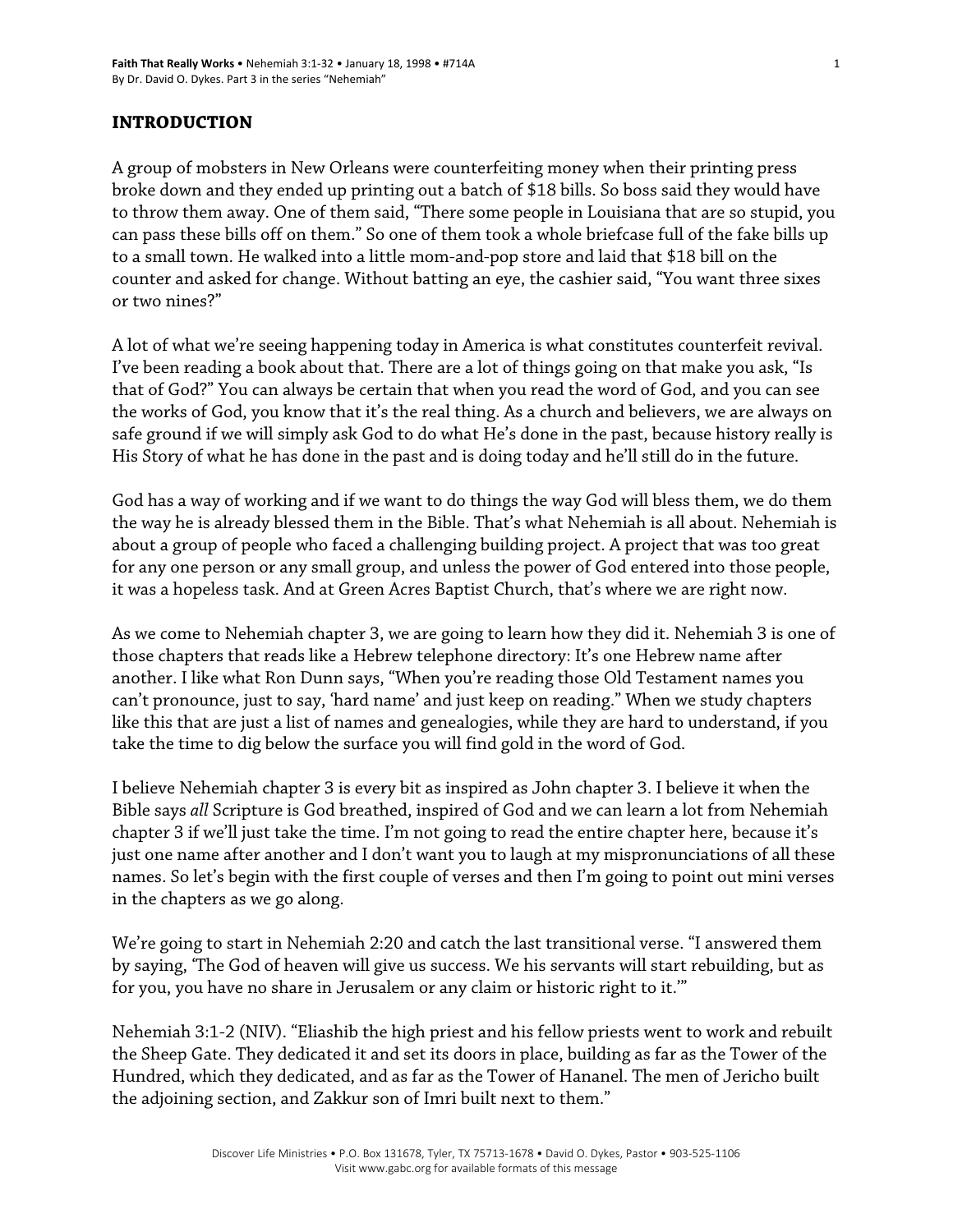## INTRODUCTION

A group of mobsters in New Orleans were counterfeiting money when their printing press broke down and they ended up printing out a batch of $18 bills. So boss said they would have to throw them away. One of them said, "There some people in Louisiana that are so stupid, you can pass these bills off on them." So one of them took a whole briefcase full of the fake bills up to a small town. He walked into a little mom-and-pop store and laid that $18 bill on the counter and asked for change. Without batting an eye, the cashier said, "You want three sixes or two nines?"

A lot of what we're seeing happening today in America is what constitutes counterfeit revival. I've been reading a book about that. There are a lot of things going on that make you ask, "Is that of God?" You can always be certain that when you read the word of God, and you can see the works of God, you know that it's the real thing. As a church and believers, we are always on safe ground if we will simply ask God to do what He's done in the past, because history really is His Story of what he has done in the past and is doing today and he'll still do in the future.

God has a way of working and if we want to do things the way God will bless them, we do them the way he is already blessed them in the Bible. That's what Nehemiah is all about. Nehemiah is about a group of people who faced a challenging building project. A project that was too great for any one person or any small group, and unless the power of God entered into those people, it was a hopeless task. And at Green Acres Baptist Church, that's where we are right now.

As we come to Nehemiah chapter 3, we are going to learn how they did it. Nehemiah 3 is one of those chapters that reads like a Hebrew telephone directory: It's one Hebrew name after another. I like what Ron Dunn says, "When you're reading those Old Testament names you can't pronounce, just to say, 'hard name' and just keep on reading." When we study chapters like this that are just a list of names and genealogies, while they are hard to understand, if you take the time to dig below the surface you will find gold in the word of God.

I believe Nehemiah chapter 3 is every bit as inspired as John chapter 3. I believe it when the Bible says *all* Scripture is God breathed, inspired of God and we can learn a lot from Nehemiah chapter 3 if we'll just take the time. I'm not going to read the entire chapter here, because it's just one name after another and I don't want you to laugh at my mispronunciations of all these names. So let's begin with the first couple of verses and then I'm going to point out mini verses in the chapters as we go along.

We're going to start in Nehemiah 2:20 and catch the last transitional verse. "I answered them by saying, 'The God of heaven will give us success. We his servants will start rebuilding, but as for you, you have no share in Jerusalem or any claim or historic right to it.'"

Nehemiah 3:1-2 (NIV). "Eliashib the high priest and his fellow priests went to work and rebuilt the Sheep Gate. They dedicated it and set its doors in place, building as far as the Tower of the Hundred, which they dedicated, and as far as the Tower of Hananel. The men of Jericho built the adjoining section, and Zakkur son of Imri built next to them."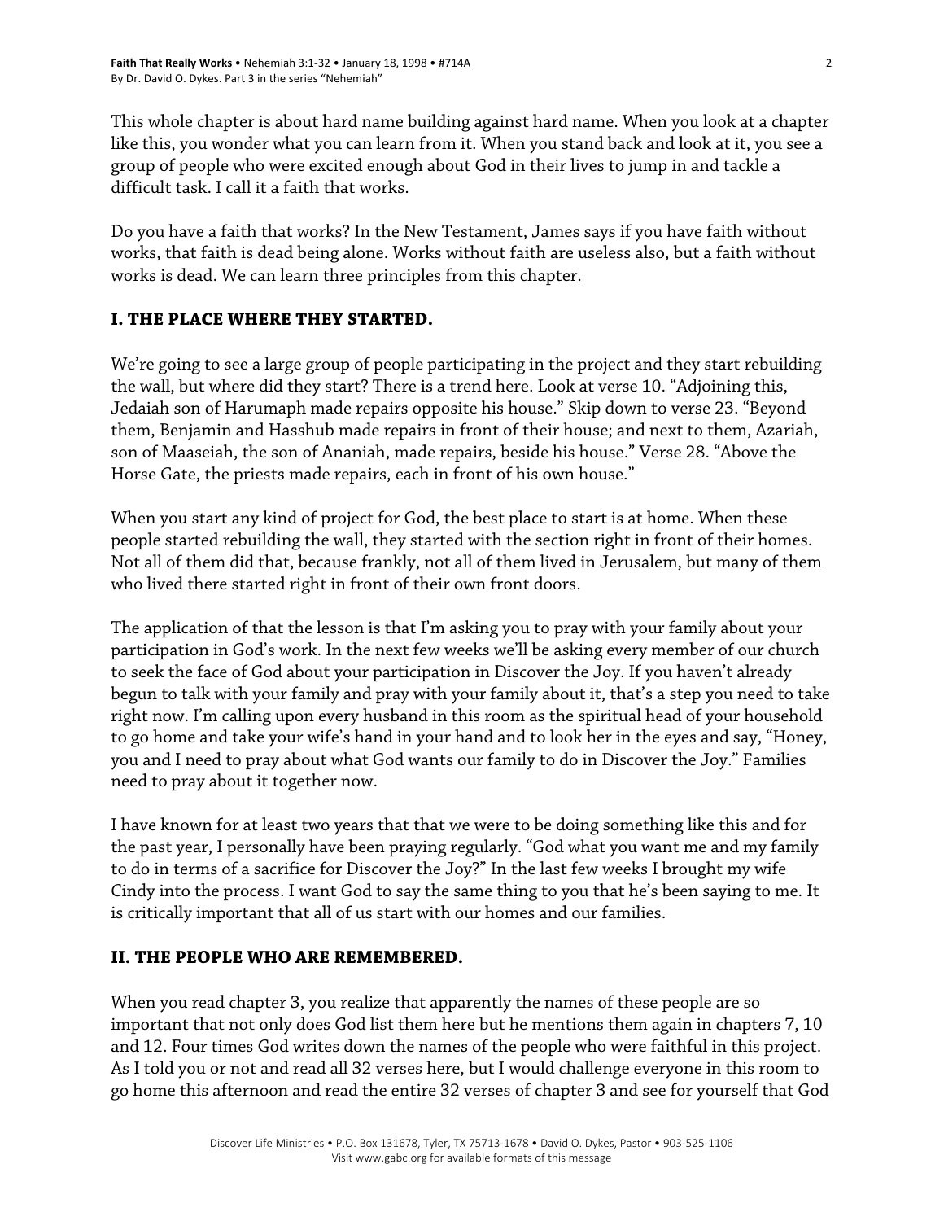This whole chapter is about hard name building against hard name. When you look at a chapter like this, you wonder what you can learn from it. When you stand back and look at it, you see a group of people who were excited enough about God in their lives to jump in and tackle a difficult task. I call it a faith that works.

Do you have a faith that works? In the New Testament, James says if you have faith without works, that faith is dead being alone. Works without faith are useless also, but a faith without works is dead. We can learn three principles from this chapter.

## I. THE PLACE WHERE THEY STARTED.

We're going to see a large group of people participating in the project and they start rebuilding the wall, but where did they start? There is a trend here. Look at verse 10. "Adjoining this, Jedaiah son of Harumaph made repairs opposite his house." Skip down to verse 23. "Beyond them, Benjamin and Hasshub made repairs in front of their house; and next to them, Azariah, son of Maaseiah, the son of Ananiah, made repairs, beside his house." Verse 28. "Above the Horse Gate, the priests made repairs, each in front of his own house."

When you start any kind of project for God, the best place to start is at home. When these people started rebuilding the wall, they started with the section right in front of their homes. Not all of them did that, because frankly, not all of them lived in Jerusalem, but many of them who lived there started right in front of their own front doors.

The application of that the lesson is that I'm asking you to pray with your family about your participation in God's work. In the next few weeks we'll be asking every member of our church to seek the face of God about your participation in Discover the Joy. If you haven't already begun to talk with your family and pray with your family about it, that's a step you need to take right now. I'm calling upon every husband in this room as the spiritual head of your household to go home and take your wife's hand in your hand and to look her in the eyes and say, "Honey, you and I need to pray about what God wants our family to do in Discover the Joy." Families need to pray about it together now.

I have known for at least two years that that we were to be doing something like this and for the past year, I personally have been praying regularly. "God what you want me and my family to do in terms of a sacrifice for Discover the Joy?" In the last few weeks I brought my wife Cindy into the process. I want God to say the same thing to you that he's been saying to me. It is critically important that all of us start with our homes and our families.

## II. THE PEOPLE WHO ARE REMEMBERED.

When you read chapter 3, you realize that apparently the names of these people are so important that not only does God list them here but he mentions them again in chapters 7, 10 and 12. Four times God writes down the names of the people who were faithful in this project. As I told you or not and read all 32 verses here, but I would challenge everyone in this room to go home this afternoon and read the entire 32 verses of chapter 3 and see for yourself that God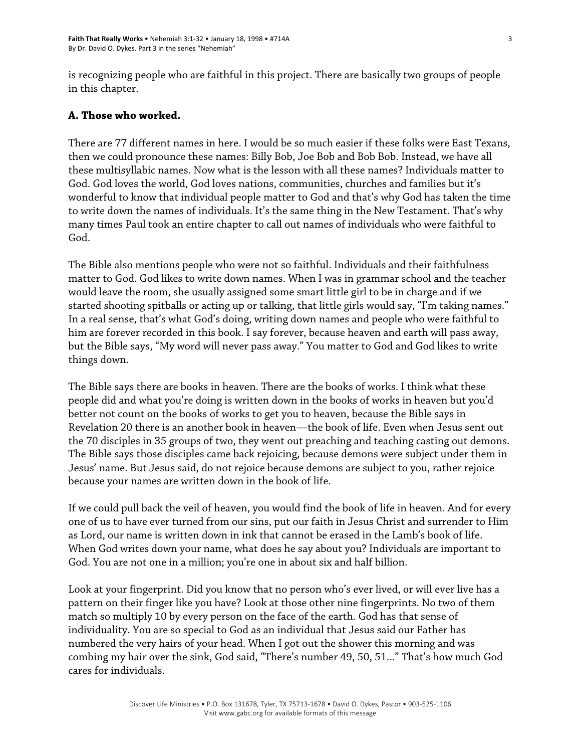is recognizing people who are faithful in this project. There are basically two groups of people in this chapter.

### A. Those who worked.

There are 77 different names in here. I would be so much easier if these folks were East Texans, then we could pronounce these names: Billy Bob, Joe Bob and Bob Bob. Instead, we have all these multisyllabic names. Now what is the lesson with all these names? Individuals matter to God. God loves the world, God loves nations, communities, churches and families but it's wonderful to know that individual people matter to God and that's why God has taken the time to write down the names of individuals. It's the same thing in the New Testament. That's why many times Paul took an entire chapter to call out names of individuals who were faithful to God.

The Bible also mentions people who were not so faithful. Individuals and their faithfulness matter to God. God likes to write down names. When I was in grammar school and the teacher would leave the room, she usually assigned some smart little girl to be in charge and if we started shooting spitballs or acting up or talking, that little girls would say, "I'm taking names." In a real sense, that's what God's doing, writing down names and people who were faithful to him are forever recorded in this book. I say forever, because heaven and earth will pass away, but the Bible says, "My word will never pass away." You matter to God and God likes to write things down.

The Bible says there are books in heaven. There are the books of works. I think what these people did and what you're doing is written down in the books of works in heaven but you'd better not count on the books of works to get you to heaven, because the Bible says in Revelation 20 there is an another book in heaven—the book of life. Even when Jesus sent out the 70 disciples in 35 groups of two, they went out preaching and teaching casting out demons. The Bible says those disciples came back rejoicing, because demons were subject under them in Jesus' name. But Jesus said, do not rejoice because demons are subject to you, rather rejoice because your names are written down in the book of life.

If we could pull back the veil of heaven, you would find the book of life in heaven. And for every one of us to have ever turned from our sins, put our faith in Jesus Christ and surrender to Him as Lord, our name is written down in ink that cannot be erased in the Lamb's book of life. When God writes down your name, what does he say about you? Individuals are important to God. You are not one in a million; you're one in about six and half billion.

Look at your fingerprint. Did you know that no person who's ever lived, or will ever live has a pattern on their finger like you have? Look at those other nine fingerprints. No two of them match so multiply 10 by every person on the face of the earth. God has that sense of individuality. You are so special to God as an individual that Jesus said our Father has numbered the very hairs of your head. When I got out the shower this morning and was combing my hair over the sink, God said, "There's number 49, 50, 51…" That's how much God cares for individuals.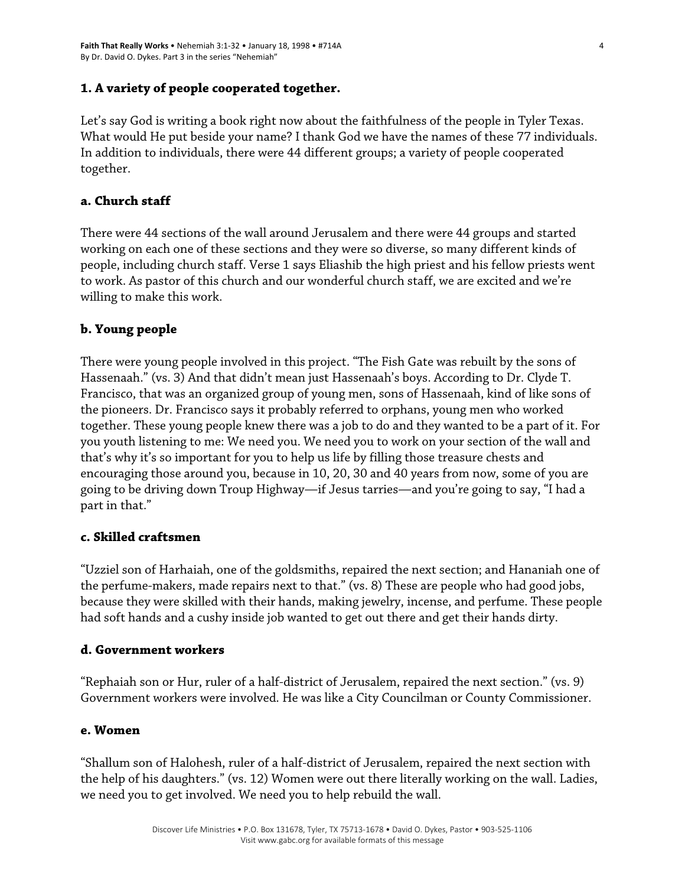## 1. A variety of people cooperated together.

Let's say God is writing a book right now about the faithfulness of the people in Tyler Texas. What would He put beside your name? I thank God we have the names of these 77 individuals. In addition to individuals, there were 44 different groups; a variety of people cooperated together.

### a. Church staff

There were 44 sections of the wall around Jerusalem and there were 44 groups and started working on each one of these sections and they were so diverse, so many different kinds of people, including church staff. Verse 1 says Eliashib the high priest and his fellow priests went to work. As pastor of this church and our wonderful church staff, we are excited and we're willing to make this work.

### b. Young people

There were young people involved in this project. "The Fish Gate was rebuilt by the sons of Hassenaah." (vs. 3) And that didn't mean just Hassenaah's boys. According to Dr. Clyde T. Francisco, that was an organized group of young men, sons of Hassenaah, kind of like sons of the pioneers. Dr. Francisco says it probably referred to orphans, young men who worked together. These young people knew there was a job to do and they wanted to be a part of it. For you youth listening to me: We need you. We need you to work on your section of the wall and that's why it's so important for you to help us life by filling those treasure chests and encouraging those around you, because in 10, 20, 30 and 40 years from now, some of you are going to be driving down Troup Highway—if Jesus tarries—and you're going to say, "I had a part in that."

### c. Skilled craftsmen

"Uzziel son of Harhaiah, one of the goldsmiths, repaired the next section; and Hananiah one of the perfume-makers, made repairs next to that." (vs. 8) These are people who had good jobs, because they were skilled with their hands, making jewelry, incense, and perfume. These people had soft hands and a cushy inside job wanted to get out there and get their hands dirty.

### d. Government workers

"Rephaiah son or Hur, ruler of a half-district of Jerusalem, repaired the next section." (vs. 9) Government workers were involved. He was like a City Councilman or County Commissioner.

### e. Women

"Shallum son of Halohesh, ruler of a half-district of Jerusalem, repaired the next section with the help of his daughters." (vs. 12) Women were out there literally working on the wall. Ladies, we need you to get involved. We need you to help rebuild the wall.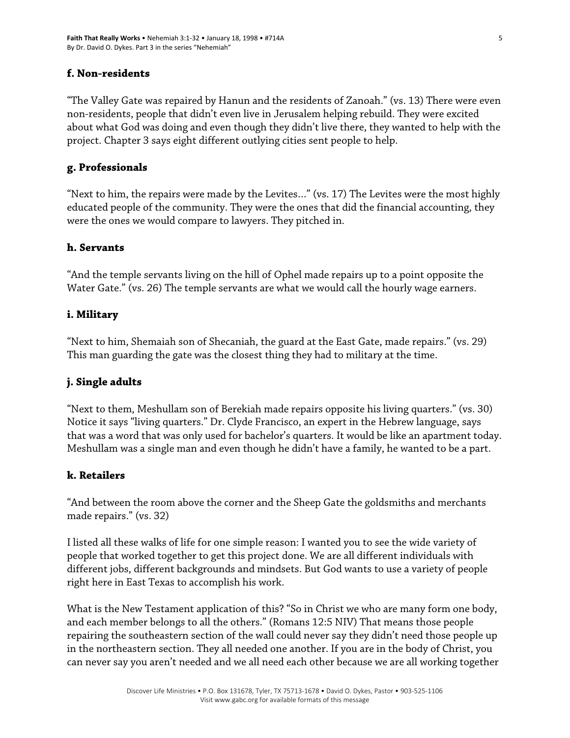### f. Non-residents

"The Valley Gate was repaired by Hanun and the residents of Zanoah." (vs. 13) There were even non-residents, people that didn't even live in Jerusalem helping rebuild. They were excited about what God was doing and even though they didn't live there, they wanted to help with the project. Chapter 3 says eight different outlying cities sent people to help.

### g. Professionals

"Next to him, the repairs were made by the Levites…" (vs. 17) The Levites were the most highly educated people of the community. They were the ones that did the financial accounting, they were the ones we would compare to lawyers. They pitched in.

### h. Servants

"And the temple servants living on the hill of Ophel made repairs up to a point opposite the Water Gate." (vs. 26) The temple servants are what we would call the hourly wage earners.

### i. Military

"Next to him, Shemaiah son of Shecaniah, the guard at the East Gate, made repairs." (vs. 29) This man guarding the gate was the closest thing they had to military at the time.

### j. Single adults

"Next to them, Meshullam son of Berekiah made repairs opposite his living quarters." (vs. 30) Notice it says "living quarters." Dr. Clyde Francisco, an expert in the Hebrew language, says that was a word that was only used for bachelor's quarters. It would be like an apartment today. Meshullam was a single man and even though he didn't have a family, he wanted to be a part.

### k. Retailers

"And between the room above the corner and the Sheep Gate the goldsmiths and merchants made repairs." (vs. 32)

I listed all these walks of life for one simple reason: I wanted you to see the wide variety of people that worked together to get this project done. We are all different individuals with different jobs, different backgrounds and mindsets. But God wants to use a variety of people right here in East Texas to accomplish his work.

What is the New Testament application of this? "So in Christ we who are many form one body, and each member belongs to all the others." (Romans 12:5 NIV) That means those people repairing the southeastern section of the wall could never say they didn't need those people up in the northeastern section. They all needed one another. If you are in the body of Christ, you can never say you aren't needed and we all need each other because we are all working together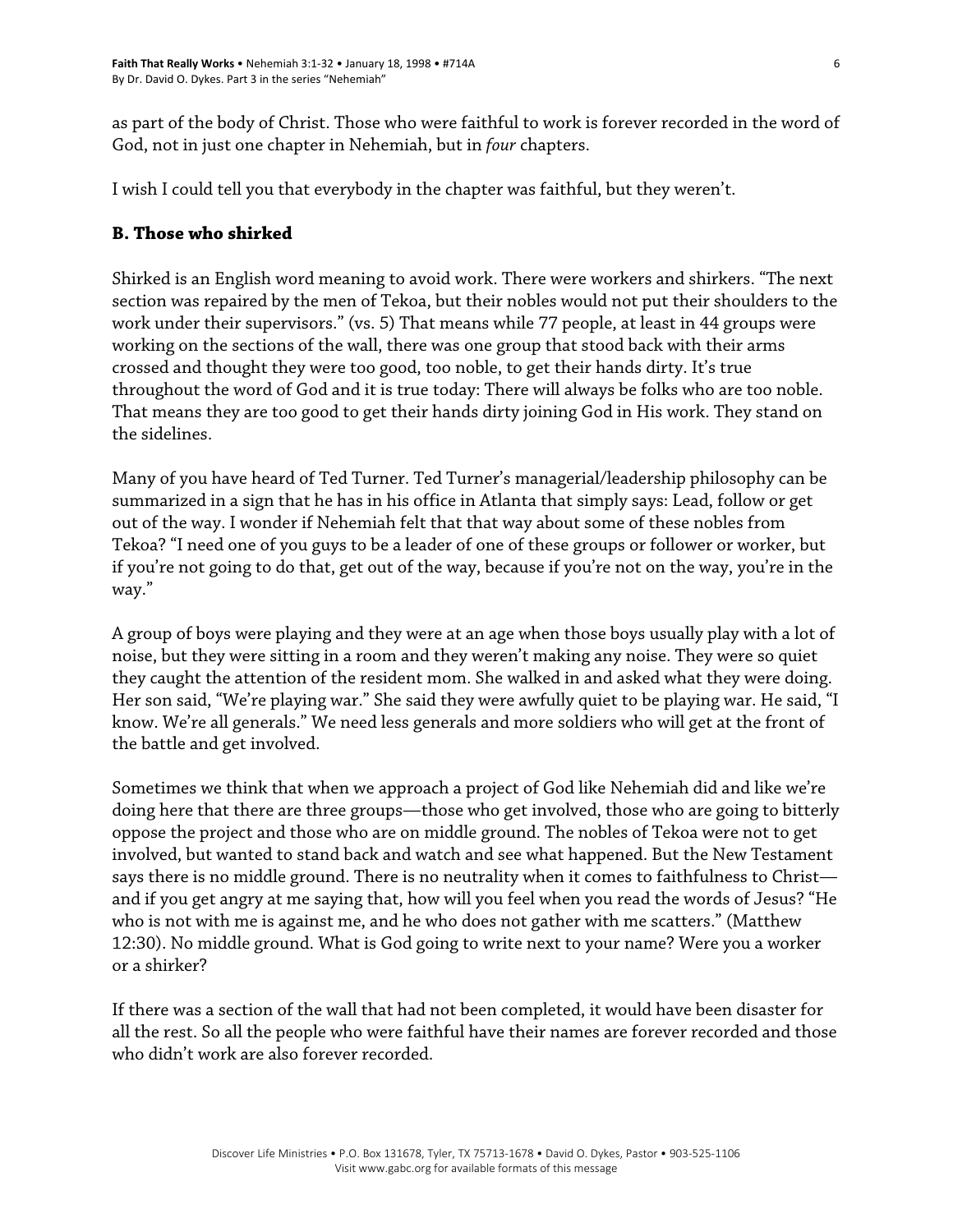as part of the body of Christ. Those who were faithful to work is forever recorded in the word of God, not in just one chapter in Nehemiah, but in *four* chapters.

I wish I could tell you that everybody in the chapter was faithful, but they weren't.

### B. Those who shirked

Shirked is an English word meaning to avoid work. There were workers and shirkers. "The next section was repaired by the men of Tekoa, but their nobles would not put their shoulders to the work under their supervisors." (vs. 5) That means while 77 people, at least in 44 groups were working on the sections of the wall, there was one group that stood back with their arms crossed and thought they were too good, too noble, to get their hands dirty. It's true throughout the word of God and it is true today: There will always be folks who are too noble. That means they are too good to get their hands dirty joining God in His work. They stand on the sidelines.

Many of you have heard of Ted Turner. Ted Turner's managerial/leadership philosophy can be summarized in a sign that he has in his office in Atlanta that simply says: Lead, follow or get out of the way. I wonder if Nehemiah felt that that way about some of these nobles from Tekoa? "I need one of you guys to be a leader of one of these groups or follower or worker, but if you're not going to do that, get out of the way, because if you're not on the way, you're in the way."

A group of boys were playing and they were at an age when those boys usually play with a lot of noise, but they were sitting in a room and they weren't making any noise. They were so quiet they caught the attention of the resident mom. She walked in and asked what they were doing. Her son said, "We're playing war." She said they were awfully quiet to be playing war. He said, "I know. We're all generals." We need less generals and more soldiers who will get at the front of the battle and get involved.

Sometimes we think that when we approach a project of God like Nehemiah did and like we're doing here that there are three groups—those who get involved, those who are going to bitterly oppose the project and those who are on middle ground. The nobles of Tekoa were not to get involved, but wanted to stand back and watch and see what happened. But the New Testament says there is no middle ground. There is no neutrality when it comes to faithfulness to Christ—and if you get angry at me saying that, how will you feel when you read the words of Jesus? "He who is not with me is against me, and he who does not gather with me scatters." (Matthew 12:30). No middle ground. What is God going to write next to your name? Were you a worker or a shirker?

If there was a section of the wall that had not been completed, it would have been disaster for all the rest. So all the people who were faithful have their names are forever recorded and those who didn't work are also forever recorded.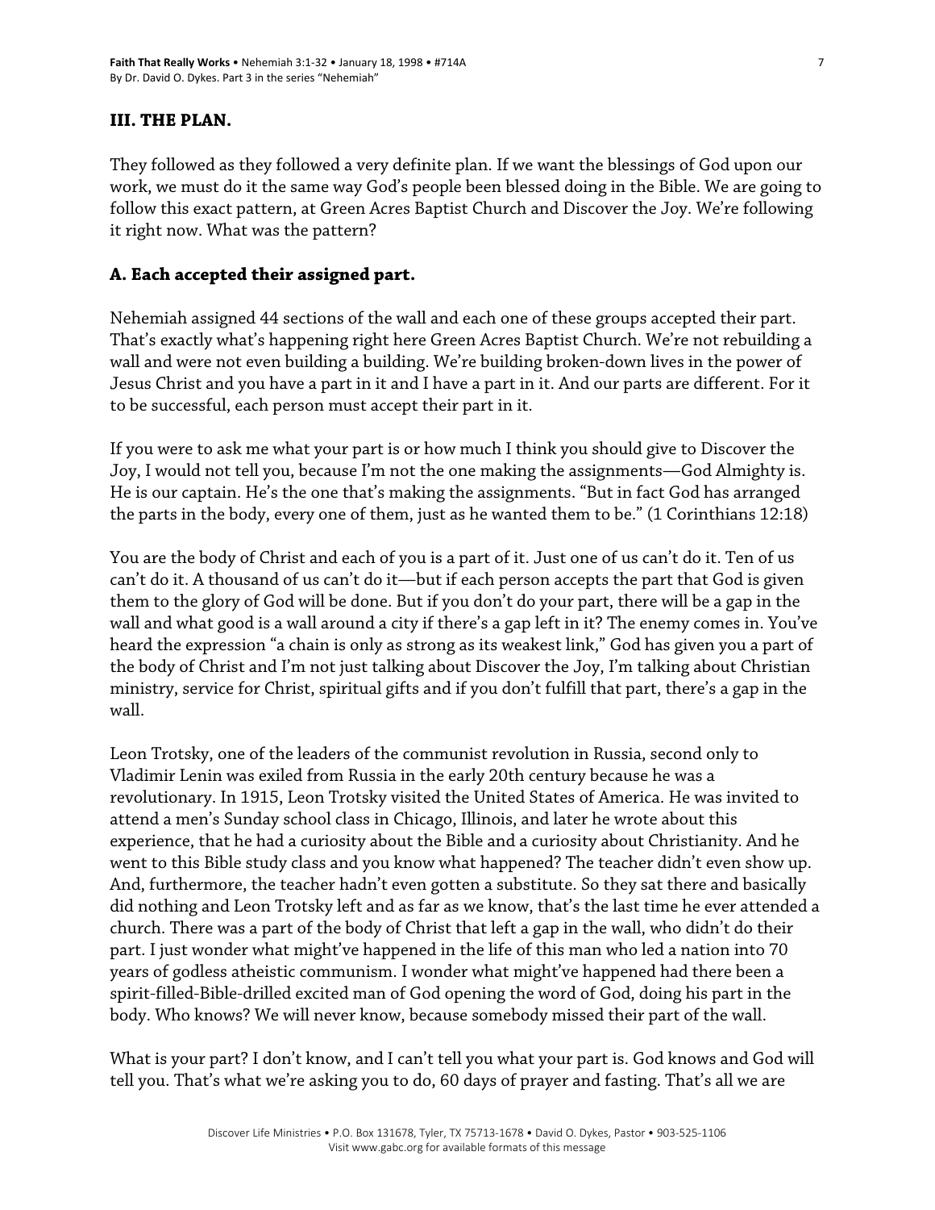## III. THE PLAN.

They followed as they followed a very definite plan. If we want the blessings of God upon our work, we must do it the same way God's people been blessed doing in the Bible. We are going to follow this exact pattern, at Green Acres Baptist Church and Discover the Joy. We're following it right now. What was the pattern?

### A. Each accepted their assigned part.

Nehemiah assigned 44 sections of the wall and each one of these groups accepted their part. That's exactly what's happening right here Green Acres Baptist Church. We're not rebuilding a wall and were not even building a building. We're building broken-down lives in the power of Jesus Christ and you have a part in it and I have a part in it. And our parts are different. For it to be successful, each person must accept their part in it.

If you were to ask me what your part is or how much I think you should give to Discover the Joy, I would not tell you, because I'm not the one making the assignments—God Almighty is. He is our captain. He's the one that's making the assignments. "But in fact God has arranged the parts in the body, every one of them, just as he wanted them to be." (1 Corinthians 12:18)

You are the body of Christ and each of you is a part of it. Just one of us can't do it. Ten of us can't do it. A thousand of us can't do it—but if each person accepts the part that God is given them to the glory of God will be done. But if you don't do your part, there will be a gap in the wall and what good is a wall around a city if there's a gap left in it? The enemy comes in. You've heard the expression "a chain is only as strong as its weakest link," God has given you a part of the body of Christ and I'm not just talking about Discover the Joy, I'm talking about Christian ministry, service for Christ, spiritual gifts and if you don't fulfill that part, there's a gap in the wall.

Leon Trotsky, one of the leaders of the communist revolution in Russia, second only to Vladimir Lenin was exiled from Russia in the early 20th century because he was a revolutionary. In 1915, Leon Trotsky visited the United States of America. He was invited to attend a men's Sunday school class in Chicago, Illinois, and later he wrote about this experience, that he had a curiosity about the Bible and a curiosity about Christianity. And he went to this Bible study class and you know what happened? The teacher didn't even show up. And, furthermore, the teacher hadn't even gotten a substitute. So they sat there and basically did nothing and Leon Trotsky left and as far as we know, that's the last time he ever attended a church. There was a part of the body of Christ that left a gap in the wall, who didn't do their part. I just wonder what might've happened in the life of this man who led a nation into 70 years of godless atheistic communism. I wonder what might've happened had there been a spirit-filled-Bible-drilled excited man of God opening the word of God, doing his part in the body. Who knows? We will never know, because somebody missed their part of the wall.

What is your part? I don't know, and I can't tell you what your part is. God knows and God will tell you. That's what we're asking you to do, 60 days of prayer and fasting. That's all we are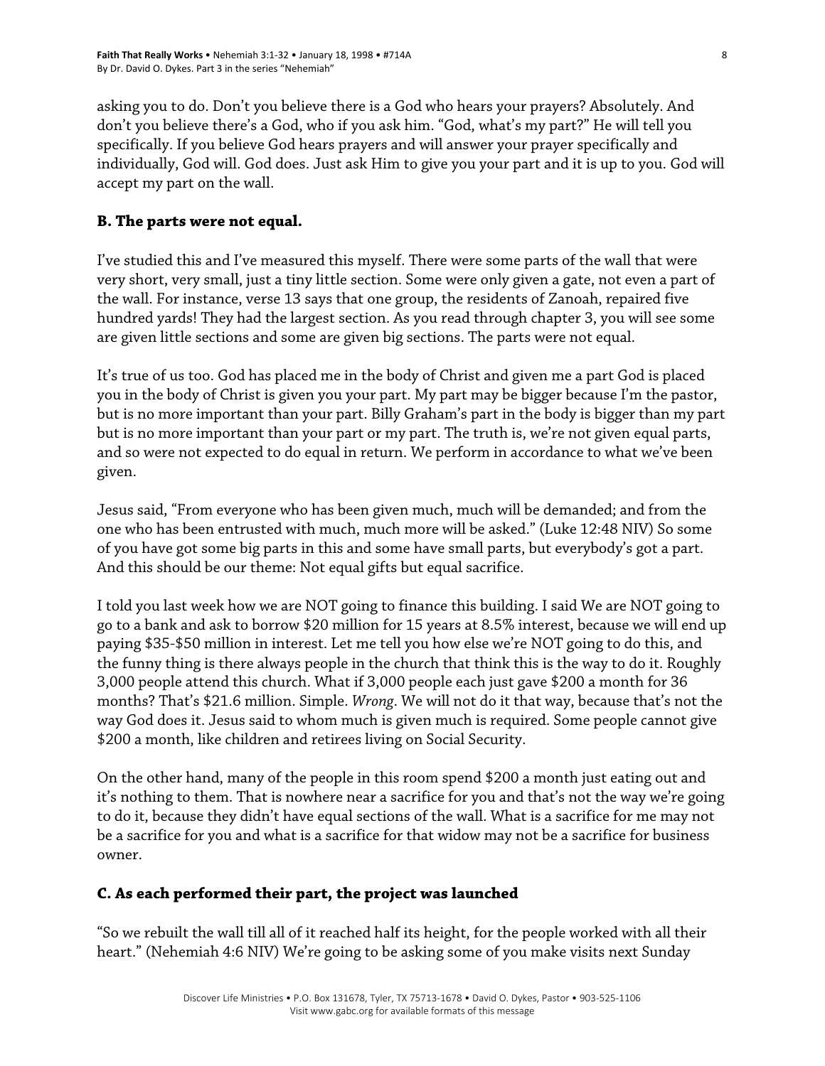asking you to do. Don't you believe there is a God who hears your prayers? Absolutely. And don't you believe there's a God, who if you ask him. "God, what's my part?" He will tell you specifically. If you believe God hears prayers and will answer your prayer specifically and individually, God will. God does. Just ask Him to give you your part and it is up to you. God will accept my part on the wall.

### B. The parts were not equal.

I've studied this and I've measured this myself. There were some parts of the wall that were very short, very small, just a tiny little section. Some were only given a gate, not even a part of the wall. For instance, verse 13 says that one group, the residents of Zanoah, repaired five hundred yards! They had the largest section. As you read through chapter 3, you will see some are given little sections and some are given big sections. The parts were not equal.

It's true of us too. God has placed me in the body of Christ and given me a part God is placed you in the body of Christ is given you your part. My part may be bigger because I'm the pastor, but is no more important than your part. Billy Graham's part in the body is bigger than my part but is no more important than your part or my part. The truth is, we're not given equal parts, and so were not expected to do equal in return. We perform in accordance to what we've been given.

Jesus said, "From everyone who has been given much, much will be demanded; and from the one who has been entrusted with much, much more will be asked." (Luke 12:48 NIV) So some of you have got some big parts in this and some have small parts, but everybody's got a part. And this should be our theme: Not equal gifts but equal sacrifice.

I told you last week how we are NOT going to finance this building. I said We are NOT going to go to a bank and ask to borrow $20 million for 15 years at 8.5% interest, because we will end up paying $35-$50 million in interest. Let me tell you how else we're NOT going to do this, and the funny thing is there always people in the church that think this is the way to do it. Roughly 3,000 people attend this church. What if 3,000 people each just gave $200 a month for 36 months? That's $21.6 million. Simple. *Wrong*. We will not do it that way, because that's not the way God does it. Jesus said to whom much is given much is required. Some people cannot give $200 a month, like children and retirees living on Social Security.

On the other hand, many of the people in this room spend $200 a month just eating out and it's nothing to them. That is nowhere near a sacrifice for you and that's not the way we're going to do it, because they didn't have equal sections of the wall. What is a sacrifice for me may not be a sacrifice for you and what is a sacrifice for that widow may not be a sacrifice for business owner.

### C. As each performed their part, the project was launched

"So we rebuilt the wall till all of it reached half its height, for the people worked with all their heart." (Nehemiah 4:6 NIV) We're going to be asking some of you make visits next Sunday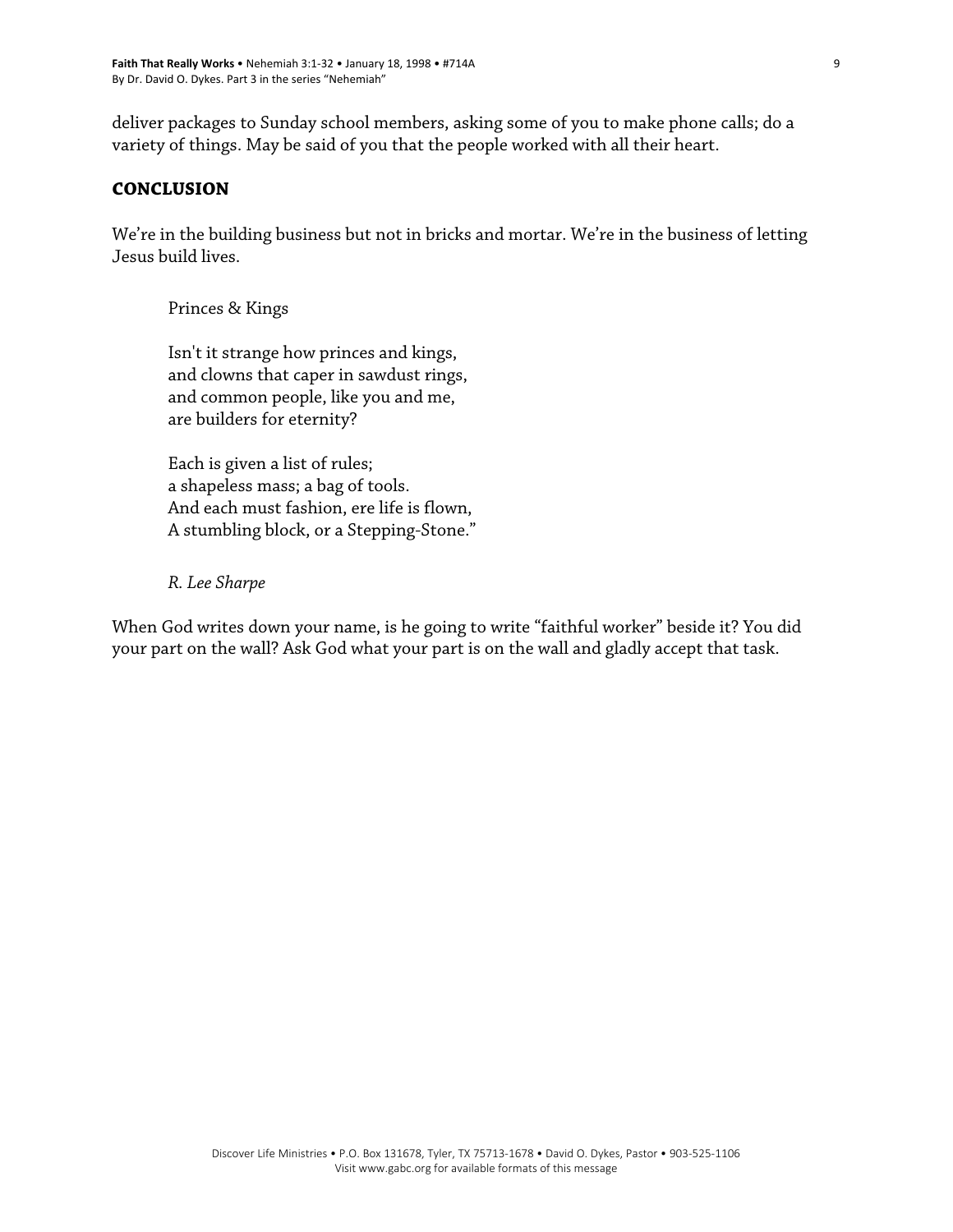deliver packages to Sunday school members, asking some of you to make phone calls; do a variety of things. May be said of you that the people worked with all their heart.

## CONCLUSION

We're in the building business but not in bricks and mortar. We're in the business of letting Jesus build lives.

> Princes & Kings
>
> Isn't it strange how princes and kings,
> and clowns that caper in sawdust rings,
> and common people, like you and me,
> are builders for eternity?
>
> Each is given a list of rules;
> a shapeless mass; a bag of tools.
> And each must fashion, ere life is flown,
> A stumbling block, or a Stepping-Stone."
>
> *R. Lee Sharpe*

When God writes down your name, is he going to write "faithful worker" beside it? You did your part on the wall? Ask God what your part is on the wall and gladly accept that task.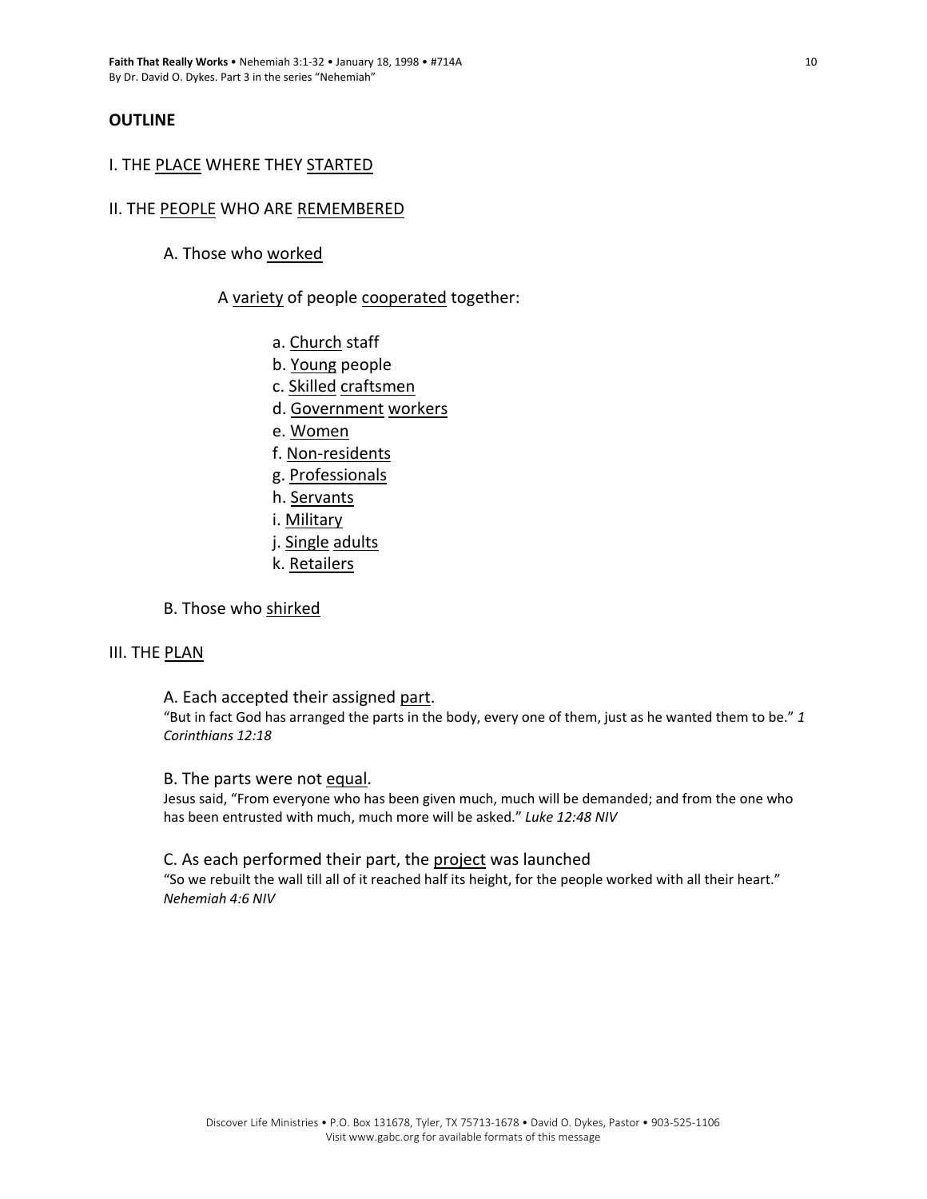## OUTLINE

### I. THE PLACE WHERE THEY STARTED

### II. THE PEOPLE WHO ARE REMEMBERED

A. Those who worked

A variety of people cooperated together:

a. Church staff
b. Young people
c. Skilled craftsmen
d. Government workers
e. Women
f. Non-residents
g. Professionals
h. Servants
i. Military
j. Single adults
k. Retailers

B. Those who shirked

### III. THE PLAN

A. Each accepted their assigned part.

"But in fact God has arranged the parts in the body, every one of them, just as he wanted them to be." *1 Corinthians 12:18*

B. The parts were not equal.

Jesus said, "From everyone who has been given much, much will be demanded; and from the one who has been entrusted with much, much more will be asked." *Luke 12:48 NIV*

C. As each performed their part, the project was launched

"So we rebuilt the wall till all of it reached half its height, for the people worked with all their heart." *Nehemiah 4:6 NIV*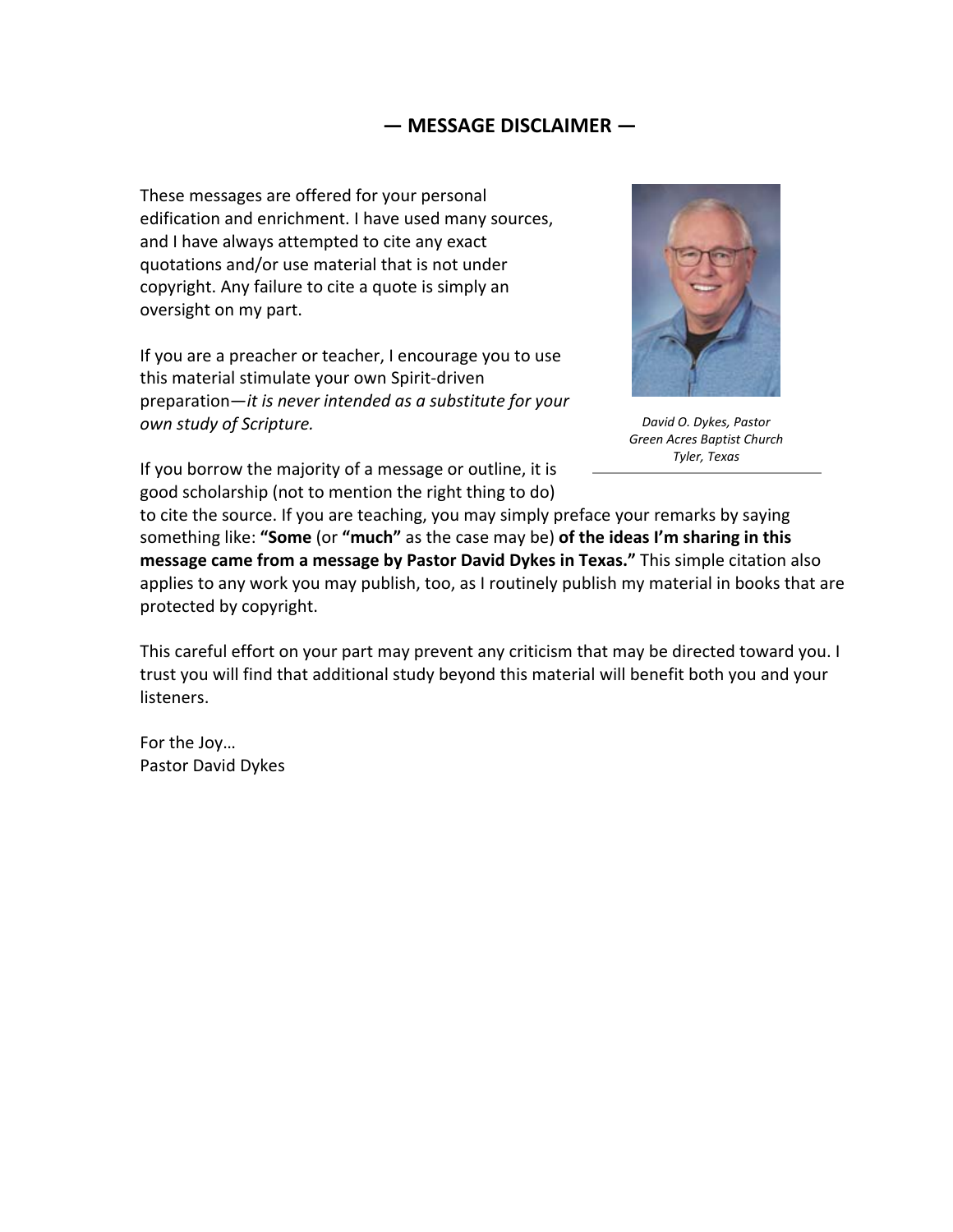## — MESSAGE DISCLAIMER —

These messages are offered for your personal edification and enrichment. I have used many sources, and I have always attempted to cite any exact quotations and/or use material that is not under copyright. Any failure to cite a quote is simply an oversight on my part.

If you are a preacher or teacher, I encourage you to use this material stimulate your own Spirit-driven preparation—*it is never intended as a substitute for your own study of Scripture.*

*David O. Dykes, Pastor*
*Green Acres Baptist Church*
*Tyler, Texas*

If you borrow the majority of a message or outline, it is good scholarship (not to mention the right thing to do) to cite the source. If you are teaching, you may simply preface your remarks by saying something like: **"Some** (or **"much"** as the case may be) **of the ideas I'm sharing in this message came from a message by Pastor David Dykes in Texas."** This simple citation also applies to any work you may publish, too, as I routinely publish my material in books that are protected by copyright.

This careful effort on your part may prevent any criticism that may be directed toward you. I trust you will find that additional study beyond this material will benefit both you and your listeners.

For the Joy…
Pastor David Dykes